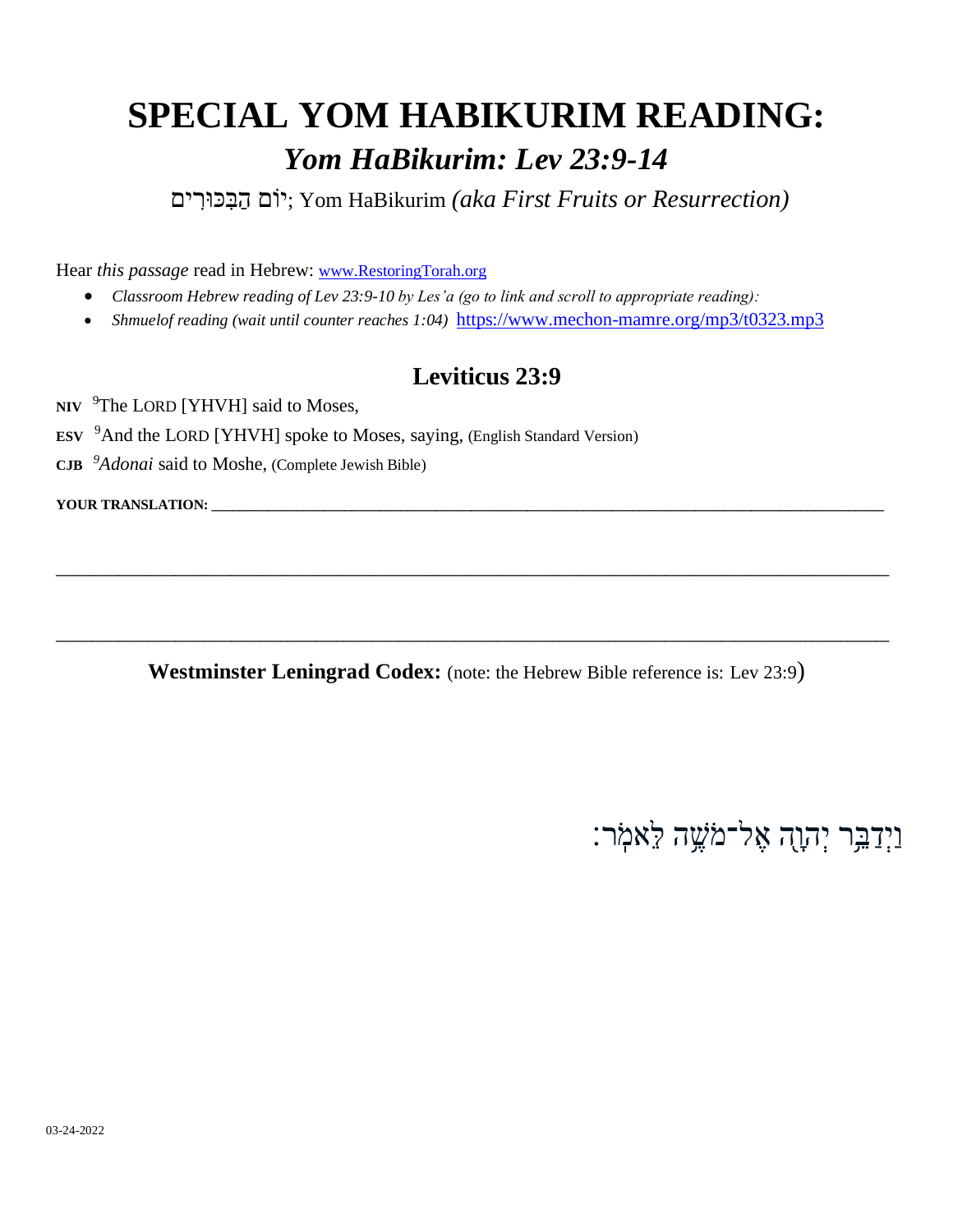# SPECIAL YOM HABIKURIM READING:

## *Yom HaBikurim: Lev 23:9-14*

יוֹם הַבִּכּוּרִים; Yom HaBikurim *(aka First Fruits or Resurrection)*

Hear *this passage* read in Hebrew: www.RestoringTorah.org

- *Classroom Hebrew reading of Lev 23:9-10 by Les'a (go to link and scroll to appropriate reading):*
- *Shmuelof reading (wait until counter reaches 1:04)* https://www.mechon-mamre.org/mp3/t0323.mp3

## Leviticus 23:9

**NIV** [9]The LORD [YHVH] said to Moses,

**ESV** [9]And the LORD [YHVH] spoke to Moses, saying, (English Standard Version)

**CJB** [9]*Adonai* said to Moshe, (Complete Jewish Bible)

**YOUR TRANSLATION:** ___________________________________________________________________________

___________________________________________________________________________________________

___________________________________________________________________________________________

**Westminster Leningrad Codex:** (note: the Hebrew Bible reference is: Lev 23:9)

וַיְדַבֵּ֥ר יְהוָ֖ה אֶל־מֹשֶׁ֥ה לֵּאמֹֽר׃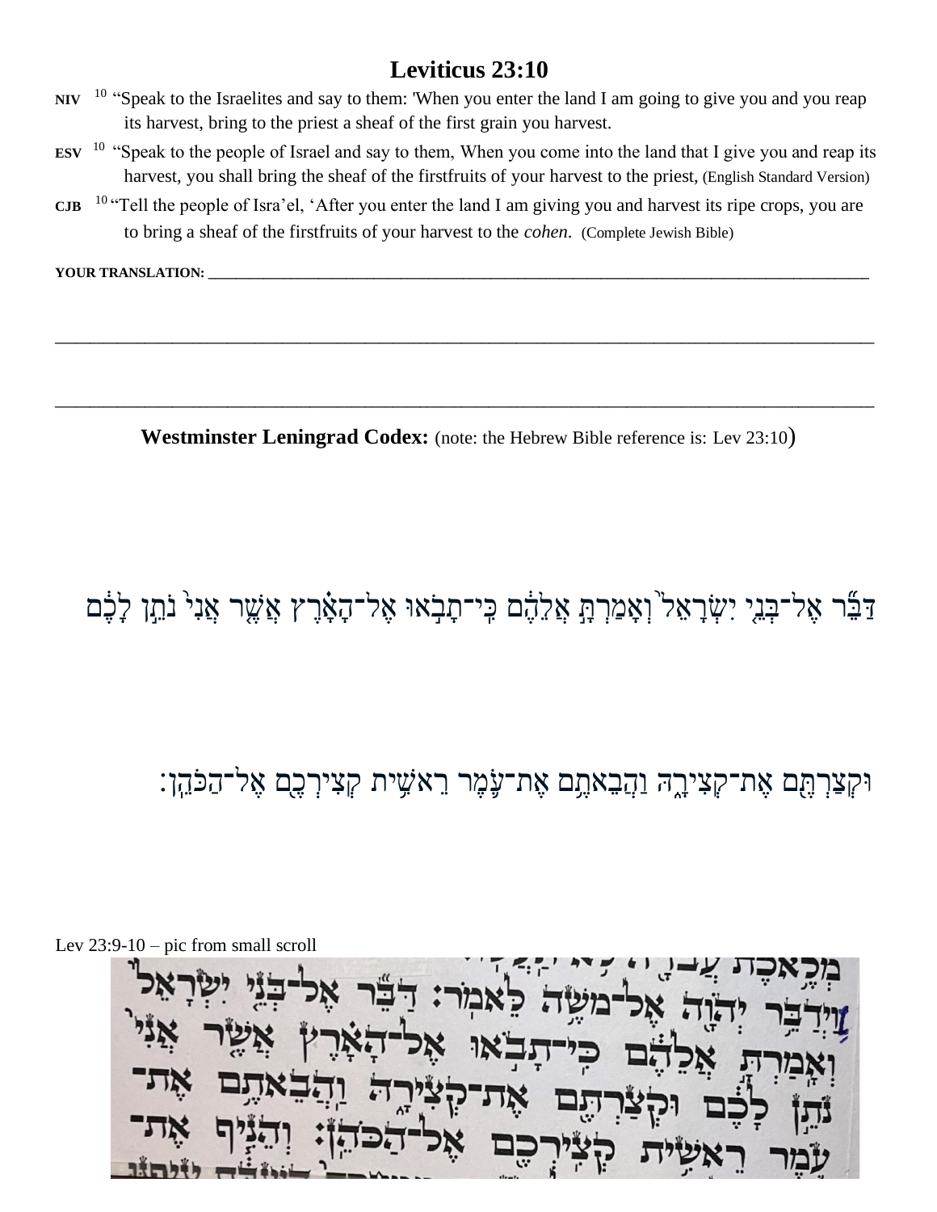# Leviticus 23:10

**NIV** [10] "Speak to the Israelites and say to them: 'When you enter the land I am going to give you and you reap its harvest, bring to the priest a sheaf of the first grain you harvest.

**ESV** [10] "Speak to the people of Israel and say to them, When you come into the land that I give you and reap its harvest, you shall bring the sheaf of the firstfruits of your harvest to the priest, (English Standard Version)

**CJB** [10] "Tell the people of Isra'el, 'After you enter the land I am giving you and harvest its ripe crops, you are to bring a sheaf of the firstfruits of your harvest to the *cohen*. (Complete Jewish Bible)

**YOUR TRANSLATION:** ______________________________________________________________________________

______________________________________________________________________________

______________________________________________________________________________

**Westminster Leningrad Codex:** (note: the Hebrew Bible reference is: Lev 23:10)

דַּבֵּ֞ר אֶל־בְּנֵ֤י יִשְׂרָאֵל֙ וְאָמַרְתָּ֣ אֲלֵהֶ֔ם כִּֽי־תָבֹ֣אוּ אֶל־הָאָ֗רֶץ אֲשֶׁ֤ר אֲנִי֙ נֹתֵ֣ן לָכֶ֔ם

וּקְצַרְתֶּ֖ם אֶת־קְצִירָ֑הּ וַהֲבֵאתֶ֥ם אֶת־עֹ֛מֶר רֵאשִׁ֥ית קְצִירְכֶ֖ם אֶל־הַכֹּהֵֽן׃

Lev 23:9-10 – pic from small scroll